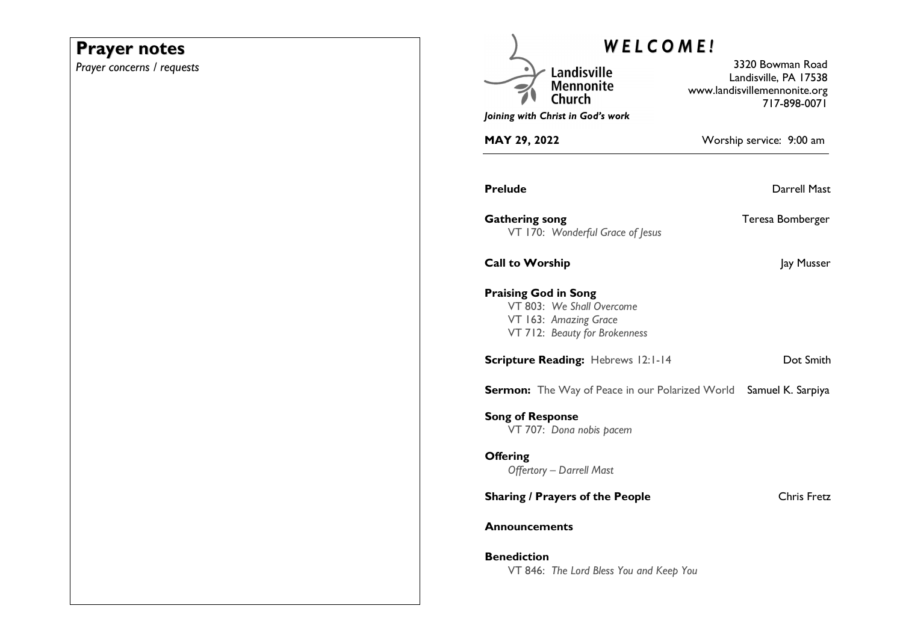## Prayer notes

*Prayer concerns / requests*

# *WELCOME!*

Landisville Mennonite Church

*Joining with Christ in God's work*

3320 Bowman Road
Landisville, PA 17538
www.landisvillemennonite.org
717-898-0071

**MAY 29, 2022** Worship service: 9:00 am

**Prelude** Darrell Mast

**Gathering song** Teresa Bomberger
VT 170: *Wonderful Grace of Jesus*

**Call to Worship** Jay Musser

**Praising God in Song**
VT 803: *We Shall Overcome*
VT 163: *Amazing Grace*
VT 712: *Beauty for Brokenness*

**Scripture Reading:** Hebrews 12:1-14 Dot Smith

**Sermon:** The Way of Peace in our Polarized World Samuel K. Sarpiya

**Song of Response**
VT 707: *Dona nobis pacem*

**Offering**
*Offertory – Darrell Mast*

**Sharing / Prayers of the People** Chris Fretz

**Announcements**

**Benediction**
VT 846: *The Lord Bless You and Keep You*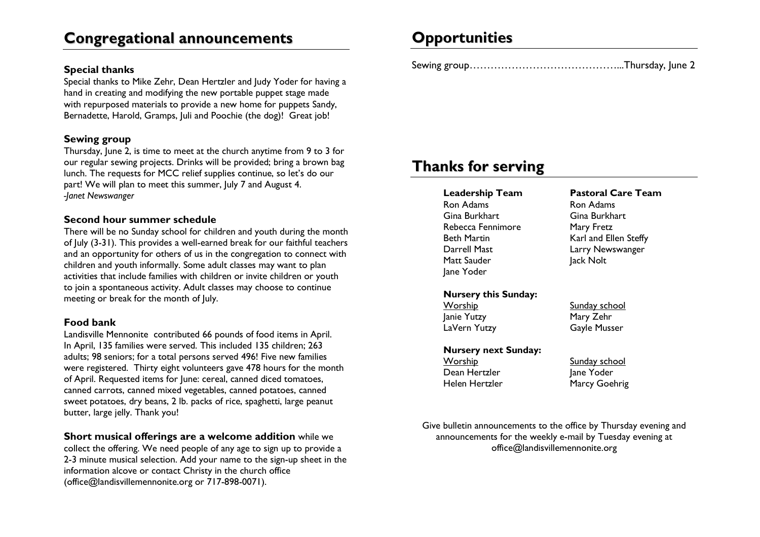# Congregational announcements

### Special thanks

Special thanks to Mike Zehr, Dean Hertzler and Judy Yoder for having a hand in creating and modifying the new portable puppet stage made with repurposed materials to provide a new home for puppets Sandy, Bernadette, Harold, Gramps, Juli and Poochie (the dog)! Great job!

### Sewing group

Thursday, June 2, is time to meet at the church anytime from 9 to 3 for our regular sewing projects. Drinks will be provided; bring a brown bag lunch. The requests for MCC relief supplies continue, so let's do our part! We will plan to meet this summer, July 7 and August 4.
*-Janet Newswanger*

### Second hour summer schedule

There will be no Sunday school for children and youth during the month of July (3-31). This provides a well-earned break for our faithful teachers and an opportunity for others of us in the congregation to connect with children and youth informally. Some adult classes may want to plan activities that include families with children or invite children or youth to join a spontaneous activity. Adult classes may choose to continue meeting or break for the month of July.

### Food bank

Landisville Mennonite contributed 66 pounds of food items in April. In April, 135 families were served. This included 135 children; 263 adults; 98 seniors; for a total persons served 496! Five new families were registered. Thirty eight volunteers gave 478 hours for the month of April. Requested items for June: cereal, canned diced tomatoes, canned carrots, canned mixed vegetables, canned potatoes, canned sweet potatoes, dry beans, 2 lb. packs of rice, spaghetti, large peanut butter, large jelly. Thank you!

**Short musical offerings are a welcome addition** while we collect the offering. We need people of any age to sign up to provide a 2-3 minute musical selection. Add your name to the sign-up sheet in the information alcove or contact Christy in the church office (office@landisvillemennonite.org or 717-898-0071).

# Opportunities

Sewing group……………………………………...Thursday, June 2

# Thanks for serving

| **Leadership Team** | **Pastoral Care Team** |
|---|---|
| Ron Adams | Ron Adams |
| Gina Burkhart | Gina Burkhart |
| Rebecca Fennimore | Mary Fretz |
| Beth Martin | Karl and Ellen Steffy |
| Darrell Mast | Larry Newswanger |
| Matt Sauder | Jack Nolt |
| Jane Yoder | |

**Nursery this Sunday:**

| Worship | Sunday school |
|---|---|
| Janie Yutzy | Mary Zehr |
| LaVern Yutzy | Gayle Musser |

**Nursery next Sunday:**

| Worship | Sunday school |
|---|---|
| Dean Hertzler | Jane Yoder |
| Helen Hertzler | Marcy Goehrig |

Give bulletin announcements to the office by Thursday evening and announcements for the weekly e-mail by Tuesday evening at office@landisvillemennonite.org